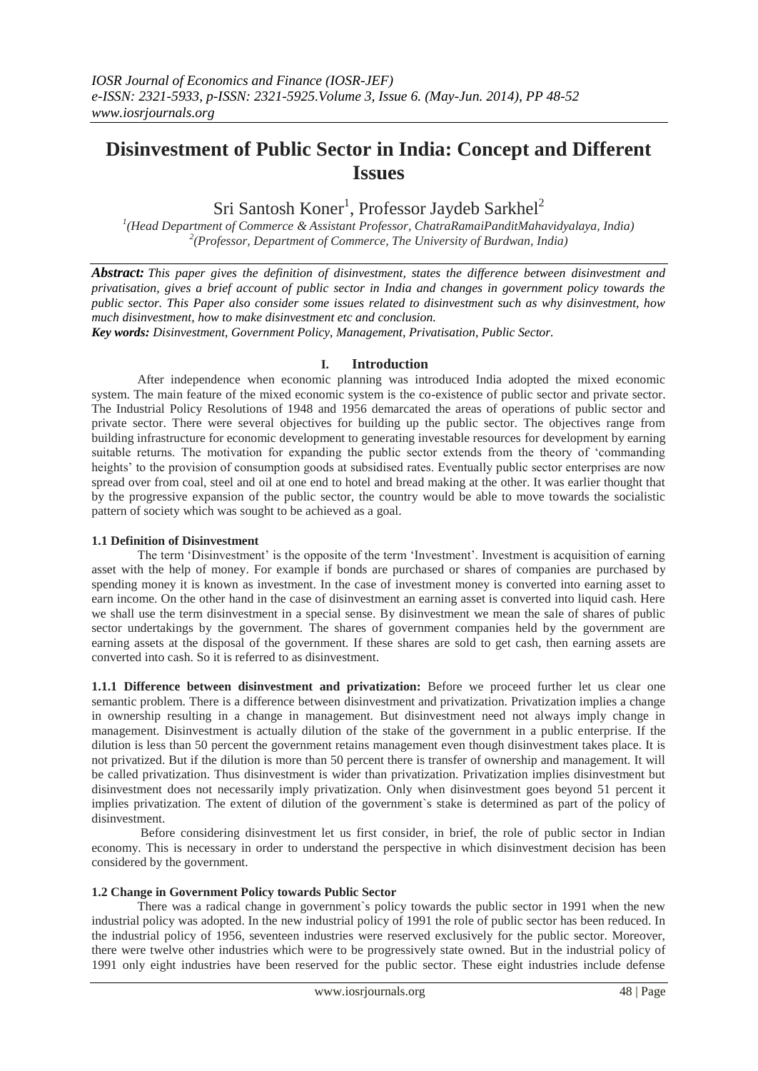# Disinvestment of Public Sector in India: Concept and Different Issues

Sri Santosh Koner[1], Professor Jaydeb Sarkhel[2]

[1](Head Department of Commerce & Assistant Professor, ChatraRamaiPanditMahavidyalaya, India)
[2](Professor, Department of Commerce, The University of Burdwan, India)

***Abstract:*** *This paper gives the definition of disinvestment, states the difference between disinvestment and privatisation, gives a brief account of public sector in India and changes in government policy towards the public sector. This Paper also consider some issues related to disinvestment such as why disinvestment, how much disinvestment, how to make disinvestment etc and conclusion.*

***Key words:*** *Disinvestment, Government Policy, Management, Privatisation, Public Sector.*

## I. Introduction

After independence when economic planning was introduced India adopted the mixed economic system. The main feature of the mixed economic system is the co-existence of public sector and private sector. The Industrial Policy Resolutions of 1948 and 1956 demarcated the areas of operations of public sector and private sector. There were several objectives for building up the public sector. The objectives range from building infrastructure for economic development to generating investable resources for development by earning suitable returns. The motivation for expanding the public sector extends from the theory of 'commanding heights' to the provision of consumption goods at subsidised rates. Eventually public sector enterprises are now spread over from coal, steel and oil at one end to hotel and bread making at the other. It was earlier thought that by the progressive expansion of the public sector, the country would be able to move towards the socialistic pattern of society which was sought to be achieved as a goal.

### 1.1 Definition of Disinvestment

The term 'Disinvestment' is the opposite of the term 'Investment'. Investment is acquisition of earning asset with the help of money. For example if bonds are purchased or shares of companies are purchased by spending money it is known as investment. In the case of investment money is converted into earning asset to earn income. On the other hand in the case of disinvestment an earning asset is converted into liquid cash. Here we shall use the term disinvestment in a special sense. By disinvestment we mean the sale of shares of public sector undertakings by the government. The shares of government companies held by the government are earning assets at the disposal of the government. If these shares are sold to get cash, then earning assets are converted into cash. So it is referred to as disinvestment.

**1.1.1 Difference between disinvestment and privatization:** Before we proceed further let us clear one semantic problem. There is a difference between disinvestment and privatization. Privatization implies a change in ownership resulting in a change in management. But disinvestment need not always imply change in management. Disinvestment is actually dilution of the stake of the government in a public enterprise. If the dilution is less than 50 percent the government retains management even though disinvestment takes place. It is not privatized. But if the dilution is more than 50 percent there is transfer of ownership and management. It will be called privatization. Thus disinvestment is wider than privatization. Privatization implies disinvestment but disinvestment does not necessarily imply privatization. Only when disinvestment goes beyond 51 percent it implies privatization. The extent of dilution of the government`s stake is determined as part of the policy of disinvestment.

Before considering disinvestment let us first consider, in brief, the role of public sector in Indian economy. This is necessary in order to understand the perspective in which disinvestment decision has been considered by the government.

### 1.2 Change in Government Policy towards Public Sector

There was a radical change in government`s policy towards the public sector in 1991 when the new industrial policy was adopted. In the new industrial policy of 1991 the role of public sector has been reduced. In the industrial policy of 1956, seventeen industries were reserved exclusively for the public sector. Moreover, there were twelve other industries which were to be progressively state owned. But in the industrial policy of 1991 only eight industries have been reserved for the public sector. These eight industries include defense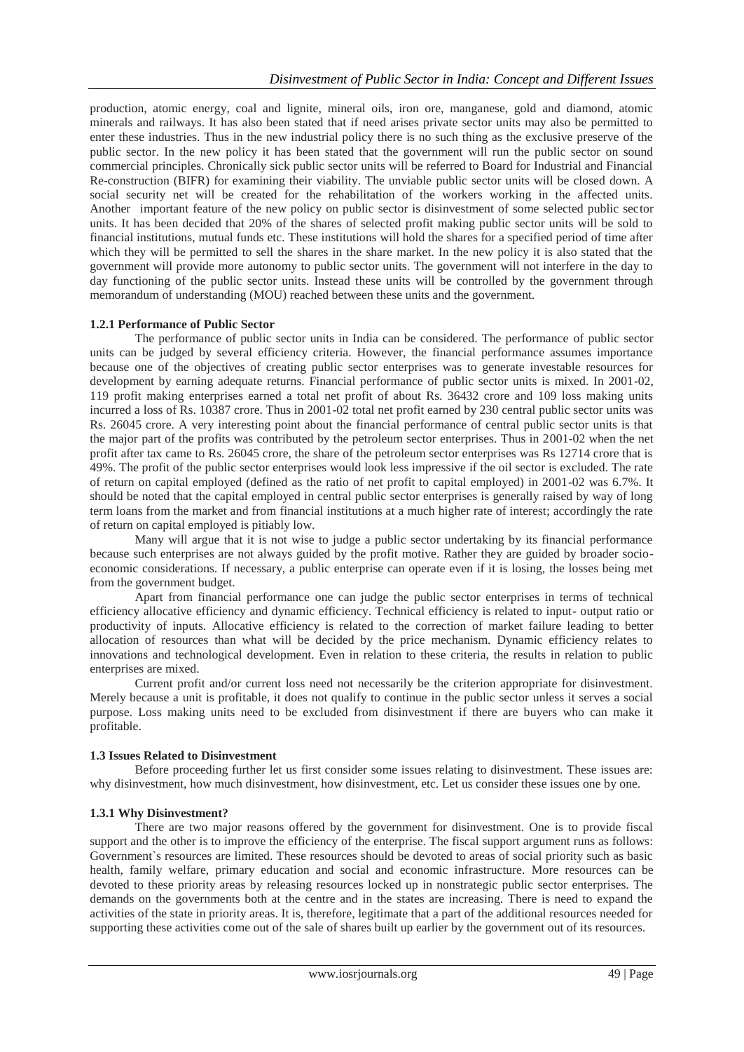production, atomic energy, coal and lignite, mineral oils, iron ore, manganese, gold and diamond, atomic minerals and railways. It has also been stated that if need arises private sector units may also be permitted to enter these industries. Thus in the new industrial policy there is no such thing as the exclusive preserve of the public sector. In the new policy it has been stated that the government will run the public sector on sound commercial principles. Chronically sick public sector units will be referred to Board for Industrial and Financial Re-construction (BIFR) for examining their viability. The unviable public sector units will be closed down. A social security net will be created for the rehabilitation of the workers working in the affected units. Another important feature of the new policy on public sector is disinvestment of some selected public sector units. It has been decided that 20% of the shares of selected profit making public sector units will be sold to financial institutions, mutual funds etc. These institutions will hold the shares for a specified period of time after which they will be permitted to sell the shares in the share market. In the new policy it is also stated that the government will provide more autonomy to public sector units. The government will not interfere in the day to day functioning of the public sector units. Instead these units will be controlled by the government through memorandum of understanding (MOU) reached between these units and the government.

### 1.2.1 Performance of Public Sector

The performance of public sector units in India can be considered. The performance of public sector units can be judged by several efficiency criteria. However, the financial performance assumes importance because one of the objectives of creating public sector enterprises was to generate investable resources for development by earning adequate returns. Financial performance of public sector units is mixed. In 2001-02, 119 profit making enterprises earned a total net profit of about Rs. 36432 crore and 109 loss making units incurred a loss of Rs. 10387 crore. Thus in 2001-02 total net profit earned by 230 central public sector units was Rs. 26045 crore. A very interesting point about the financial performance of central public sector units is that the major part of the profits was contributed by the petroleum sector enterprises. Thus in 2001-02 when the net profit after tax came to Rs. 26045 crore, the share of the petroleum sector enterprises was Rs 12714 crore that is 49%. The profit of the public sector enterprises would look less impressive if the oil sector is excluded. The rate of return on capital employed (defined as the ratio of net profit to capital employed) in 2001-02 was 6.7%. It should be noted that the capital employed in central public sector enterprises is generally raised by way of long term loans from the market and from financial institutions at a much higher rate of interest; accordingly the rate of return on capital employed is pitiably low.

Many will argue that it is not wise to judge a public sector undertaking by its financial performance because such enterprises are not always guided by the profit motive. Rather they are guided by broader socio-economic considerations. If necessary, a public enterprise can operate even if it is losing, the losses being met from the government budget.

Apart from financial performance one can judge the public sector enterprises in terms of technical efficiency allocative efficiency and dynamic efficiency. Technical efficiency is related to input- output ratio or productivity of inputs. Allocative efficiency is related to the correction of market failure leading to better allocation of resources than what will be decided by the price mechanism. Dynamic efficiency relates to innovations and technological development. Even in relation to these criteria, the results in relation to public enterprises are mixed.

Current profit and/or current loss need not necessarily be the criterion appropriate for disinvestment. Merely because a unit is profitable, it does not qualify to continue in the public sector unless it serves a social purpose. Loss making units need to be excluded from disinvestment if there are buyers who can make it profitable.

## 1.3 Issues Related to Disinvestment

Before proceeding further let us first consider some issues relating to disinvestment. These issues are: why disinvestment, how much disinvestment, how disinvestment, etc. Let us consider these issues one by one.

### 1.3.1 Why Disinvestment?

There are two major reasons offered by the government for disinvestment. One is to provide fiscal support and the other is to improve the efficiency of the enterprise. The fiscal support argument runs as follows: Government`s resources are limited. These resources should be devoted to areas of social priority such as basic health, family welfare, primary education and social and economic infrastructure. More resources can be devoted to these priority areas by releasing resources locked up in nonstrategic public sector enterprises. The demands on the governments both at the centre and in the states are increasing. There is need to expand the activities of the state in priority areas. It is, therefore, legitimate that a part of the additional resources needed for supporting these activities come out of the sale of shares built up earlier by the government out of its resources.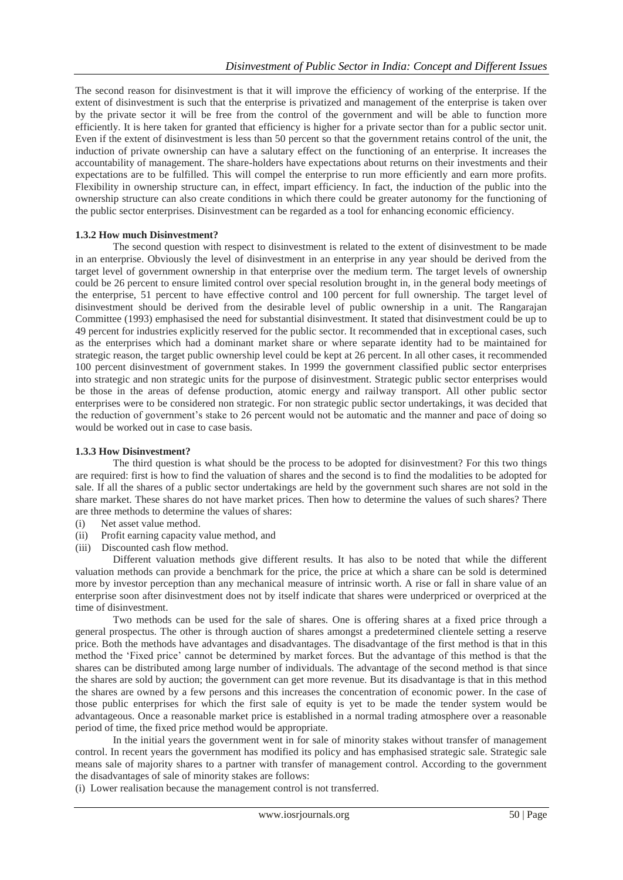The second reason for disinvestment is that it will improve the efficiency of working of the enterprise. If the extent of disinvestment is such that the enterprise is privatized and management of the enterprise is taken over by the private sector it will be free from the control of the government and will be able to function more efficiently. It is here taken for granted that efficiency is higher for a private sector than for a public sector unit. Even if the extent of disinvestment is less than 50 percent so that the government retains control of the unit, the induction of private ownership can have a salutary effect on the functioning of an enterprise. It increases the accountability of management. The share-holders have expectations about returns on their investments and their expectations are to be fulfilled. This will compel the enterprise to run more efficiently and earn more profits. Flexibility in ownership structure can, in effect, impart efficiency. In fact, the induction of the public into the ownership structure can also create conditions in which there could be greater autonomy for the functioning of the public sector enterprises. Disinvestment can be regarded as a tool for enhancing economic efficiency.

### 1.3.2 How much Disinvestment?

The second question with respect to disinvestment is related to the extent of disinvestment to be made in an enterprise. Obviously the level of disinvestment in an enterprise in any year should be derived from the target level of government ownership in that enterprise over the medium term. The target levels of ownership could be 26 percent to ensure limited control over special resolution brought in, in the general body meetings of the enterprise, 51 percent to have effective control and 100 percent for full ownership. The target level of disinvestment should be derived from the desirable level of public ownership in a unit. The Rangarajan Committee (1993) emphasised the need for substantial disinvestment. It stated that disinvestment could be up to 49 percent for industries explicitly reserved for the public sector. It recommended that in exceptional cases, such as the enterprises which had a dominant market share or where separate identity had to be maintained for strategic reason, the target public ownership level could be kept at 26 percent. In all other cases, it recommended 100 percent disinvestment of government stakes. In 1999 the government classified public sector enterprises into strategic and non strategic units for the purpose of disinvestment. Strategic public sector enterprises would be those in the areas of defense production, atomic energy and railway transport. All other public sector enterprises were to be considered non strategic. For non strategic public sector undertakings, it was decided that the reduction of government's stake to 26 percent would not be automatic and the manner and pace of doing so would be worked out in case to case basis.

### 1.3.3 How Disinvestment?

The third question is what should be the process to be adopted for disinvestment? For this two things are required: first is how to find the valuation of shares and the second is to find the modalities to be adopted for sale. If all the shares of a public sector undertakings are held by the government such shares are not sold in the share market. These shares do not have market prices. Then how to determine the values of such shares? There are three methods to determine the values of shares:

(i) Net asset value method.
(ii) Profit earning capacity value method, and
(iii) Discounted cash flow method.

Different valuation methods give different results. It has also to be noted that while the different valuation methods can provide a benchmark for the price, the price at which a share can be sold is determined more by investor perception than any mechanical measure of intrinsic worth. A rise or fall in share value of an enterprise soon after disinvestment does not by itself indicate that shares were underpriced or overpriced at the time of disinvestment.

Two methods can be used for the sale of shares. One is offering shares at a fixed price through a general prospectus. The other is through auction of shares amongst a predetermined clientele setting a reserve price. Both the methods have advantages and disadvantages. The disadvantage of the first method is that in this method the 'Fixed price' cannot be determined by market forces. But the advantage of this method is that the shares can be distributed among large number of individuals. The advantage of the second method is that since the shares are sold by auction; the government can get more revenue. But its disadvantage is that in this method the shares are owned by a few persons and this increases the concentration of economic power. In the case of those public enterprises for which the first sale of equity is yet to be made the tender system would be advantageous. Once a reasonable market price is established in a normal trading atmosphere over a reasonable period of time, the fixed price method would be appropriate.

In the initial years the government went in for sale of minority stakes without transfer of management control. In recent years the government has modified its policy and has emphasised strategic sale. Strategic sale means sale of majority shares to a partner with transfer of management control. According to the government the disadvantages of sale of minority stakes are follows:

(i) Lower realisation because the management control is not transferred.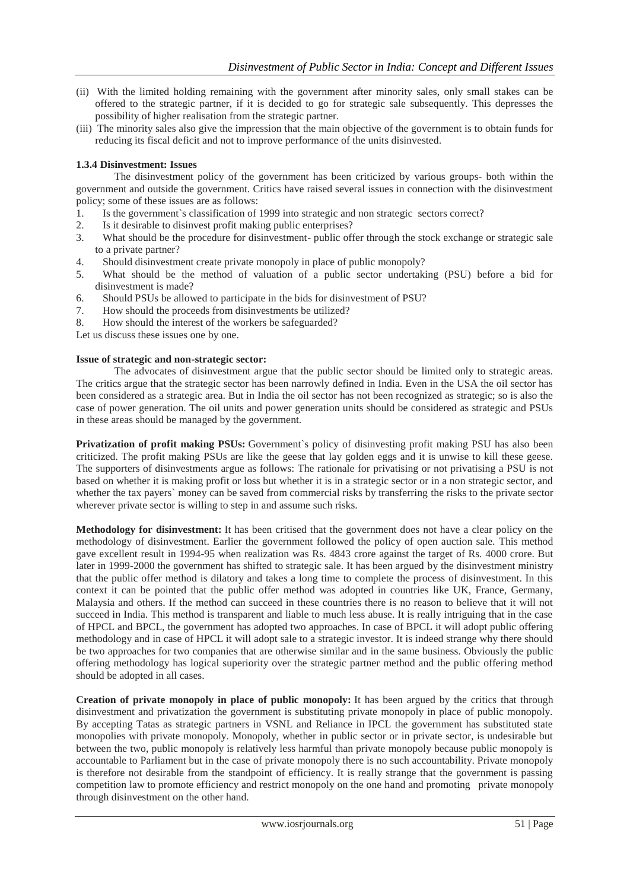(ii) With the limited holding remaining with the government after minority sales, only small stakes can be offered to the strategic partner, if it is decided to go for strategic sale subsequently. This depresses the possibility of higher realisation from the strategic partner.

(iii) The minority sales also give the impression that the main objective of the government is to obtain funds for reducing its fiscal deficit and not to improve performance of the units disinvested.

### 1.3.4 Disinvestment: Issues

The disinvestment policy of the government has been criticized by various groups- both within the government and outside the government. Critics have raised several issues in connection with the disinvestment policy; some of these issues are as follows:

1. Is the government`s classification of 1999 into strategic and non strategic sectors correct?
2. Is it desirable to disinvest profit making public enterprises?
3. What should be the procedure for disinvestment- public offer through the stock exchange or strategic sale to a private partner?
4. Should disinvestment create private monopoly in place of public monopoly?
5. What should be the method of valuation of a public sector undertaking (PSU) before a bid for disinvestment is made?
6. Should PSUs be allowed to participate in the bids for disinvestment of PSU?
7. How should the proceeds from disinvestments be utilized?
8. How should the interest of the workers be safeguarded?

Let us discuss these issues one by one.

**Issue of strategic and non-strategic sector:**

The advocates of disinvestment argue that the public sector should be limited only to strategic areas. The critics argue that the strategic sector has been narrowly defined in India. Even in the USA the oil sector has been considered as a strategic area. But in India the oil sector has not been recognized as strategic; so is also the case of power generation. The oil units and power generation units should be considered as strategic and PSUs in these areas should be managed by the government.

**Privatization of profit making PSUs:** Government`s policy of disinvesting profit making PSU has also been criticized. The profit making PSUs are like the geese that lay golden eggs and it is unwise to kill these geese. The supporters of disinvestments argue as follows: The rationale for privatising or not privatising a PSU is not based on whether it is making profit or loss but whether it is in a strategic sector or in a non strategic sector, and whether the tax payers` money can be saved from commercial risks by transferring the risks to the private sector wherever private sector is willing to step in and assume such risks.

**Methodology for disinvestment:** It has been critised that the government does not have a clear policy on the methodology of disinvestment. Earlier the government followed the policy of open auction sale. This method gave excellent result in 1994-95 when realization was Rs. 4843 crore against the target of Rs. 4000 crore. But later in 1999-2000 the government has shifted to strategic sale. It has been argued by the disinvestment ministry that the public offer method is dilatory and takes a long time to complete the process of disinvestment. In this context it can be pointed that the public offer method was adopted in countries like UK, France, Germany, Malaysia and others. If the method can succeed in these countries there is no reason to believe that it will not succeed in India. This method is transparent and liable to much less abuse. It is really intriguing that in the case of HPCL and BPCL, the government has adopted two approaches. In case of BPCL it will adopt public offering methodology and in case of HPCL it will adopt sale to a strategic investor. It is indeed strange why there should be two approaches for two companies that are otherwise similar and in the same business. Obviously the public offering methodology has logical superiority over the strategic partner method and the public offering method should be adopted in all cases.

**Creation of private monopoly in place of public monopoly:** It has been argued by the critics that through disinvestment and privatization the government is substituting private monopoly in place of public monopoly. By accepting Tatas as strategic partners in VSNL and Reliance in IPCL the government has substituted state monopolies with private monopoly. Monopoly, whether in public sector or in private sector, is undesirable but between the two, public monopoly is relatively less harmful than private monopoly because public monopoly is accountable to Parliament but in the case of private monopoly there is no such accountability. Private monopoly is therefore not desirable from the standpoint of efficiency. It is really strange that the government is passing competition law to promote efficiency and restrict monopoly on the one hand and promoting private monopoly through disinvestment on the other hand.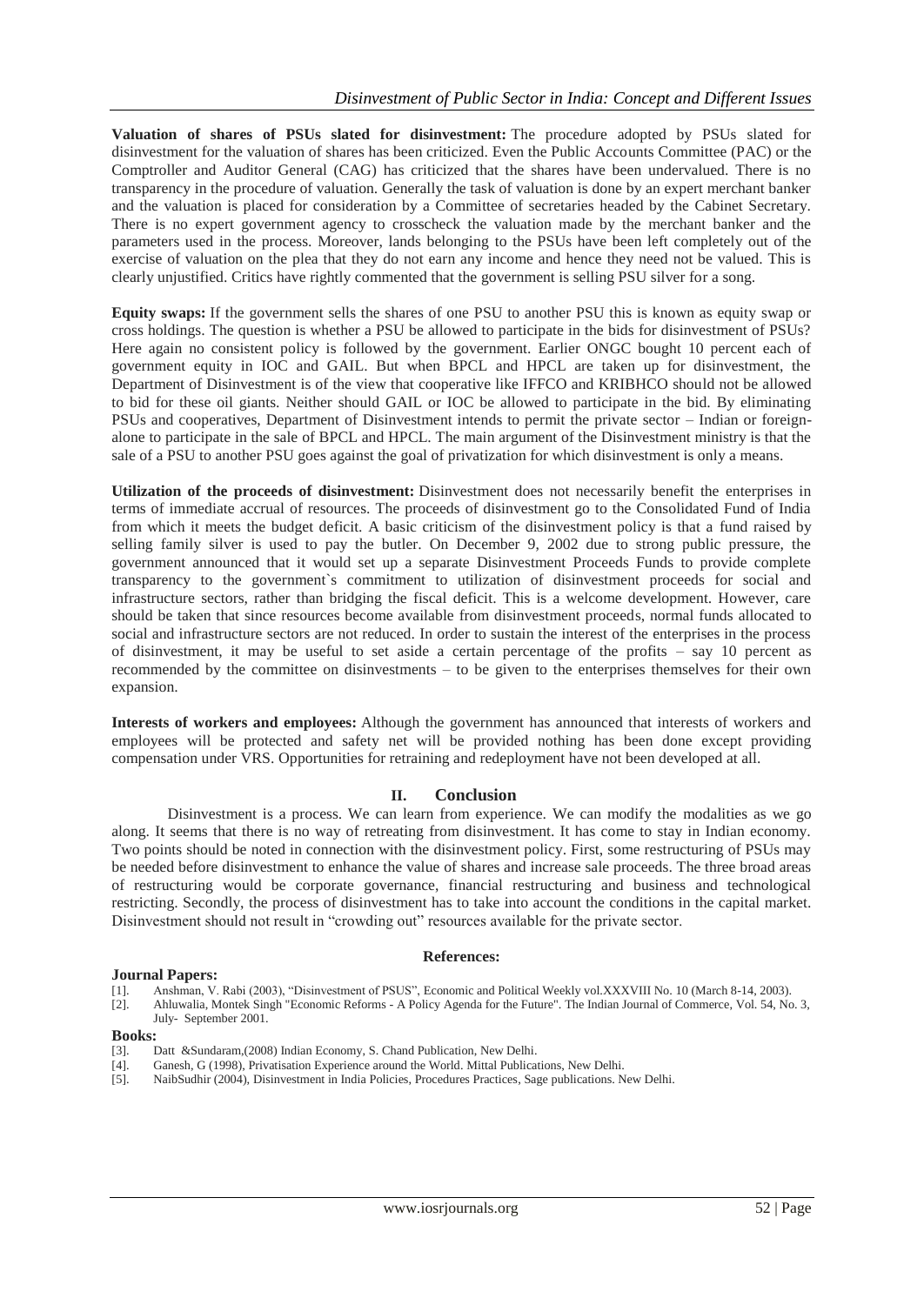**Valuation of shares of PSUs slated for disinvestment:** The procedure adopted by PSUs slated for disinvestment for the valuation of shares has been criticized. Even the Public Accounts Committee (PAC) or the Comptroller and Auditor General (CAG) has criticized that the shares have been undervalued. There is no transparency in the procedure of valuation. Generally the task of valuation is done by an expert merchant banker and the valuation is placed for consideration by a Committee of secretaries headed by the Cabinet Secretary. There is no expert government agency to crosscheck the valuation made by the merchant banker and the parameters used in the process. Moreover, lands belonging to the PSUs have been left completely out of the exercise of valuation on the plea that they do not earn any income and hence they need not be valued. This is clearly unjustified. Critics have rightly commented that the government is selling PSU silver for a song.

**Equity swaps:** If the government sells the shares of one PSU to another PSU this is known as equity swap or cross holdings. The question is whether a PSU be allowed to participate in the bids for disinvestment of PSUs? Here again no consistent policy is followed by the government. Earlier ONGC bought 10 percent each of government equity in IOC and GAIL. But when BPCL and HPCL are taken up for disinvestment, the Department of Disinvestment is of the view that cooperative like IFFCO and KRIBHCO should not be allowed to bid for these oil giants. Neither should GAIL or IOC be allowed to participate in the bid. By eliminating PSUs and cooperatives, Department of Disinvestment intends to permit the private sector – Indian or foreign-alone to participate in the sale of BPCL and HPCL. The main argument of the Disinvestment ministry is that the sale of a PSU to another PSU goes against the goal of privatization for which disinvestment is only a means.

**Utilization of the proceeds of disinvestment:** Disinvestment does not necessarily benefit the enterprises in terms of immediate accrual of resources. The proceeds of disinvestment go to the Consolidated Fund of India from which it meets the budget deficit. A basic criticism of the disinvestment policy is that a fund raised by selling family silver is used to pay the butler. On December 9, 2002 due to strong public pressure, the government announced that it would set up a separate Disinvestment Proceeds Funds to provide complete transparency to the government`s commitment to utilization of disinvestment proceeds for social and infrastructure sectors, rather than bridging the fiscal deficit. This is a welcome development. However, care should be taken that since resources become available from disinvestment proceeds, normal funds allocated to social and infrastructure sectors are not reduced. In order to sustain the interest of the enterprises in the process of disinvestment, it may be useful to set aside a certain percentage of the profits – say 10 percent as recommended by the committee on disinvestments – to be given to the enterprises themselves for their own expansion.

**Interests of workers and employees:** Although the government has announced that interests of workers and employees will be protected and safety net will be provided nothing has been done except providing compensation under VRS. Opportunities for retraining and redeployment have not been developed at all.

## II. Conclusion

Disinvestment is a process. We can learn from experience. We can modify the modalities as we go along. It seems that there is no way of retreating from disinvestment. It has come to stay in Indian economy. Two points should be noted in connection with the disinvestment policy. First, some restructuring of PSUs may be needed before disinvestment to enhance the value of shares and increase sale proceeds. The three broad areas of restructuring would be corporate governance, financial restructuring and business and technological restricting. Secondly, the process of disinvestment has to take into account the conditions in the capital market. Disinvestment should not result in "crowding out" resources available for the private sector.

## References:

**Journal Papers:**

[1]. Anshman, V. Rabi (2003), "Disinvestment of PSUS", Economic and Political Weekly vol.XXXVIII No. 10 (March 8-14, 2003).

[2]. Ahluwalia, Montek Singh "Economic Reforms - A Policy Agenda for the Future". The Indian Journal of Commerce, Vol. 54, No. 3, July- September 2001.

**Books:**

[3]. Datt &Sundaram,(2008) Indian Economy, S. Chand Publication, New Delhi.

[4]. Ganesh, G (1998), Privatisation Experience around the World. Mittal Publications, New Delhi.

[5]. NaibSudhir (2004), Disinvestment in India Policies, Procedures Practices, Sage publications. New Delhi.